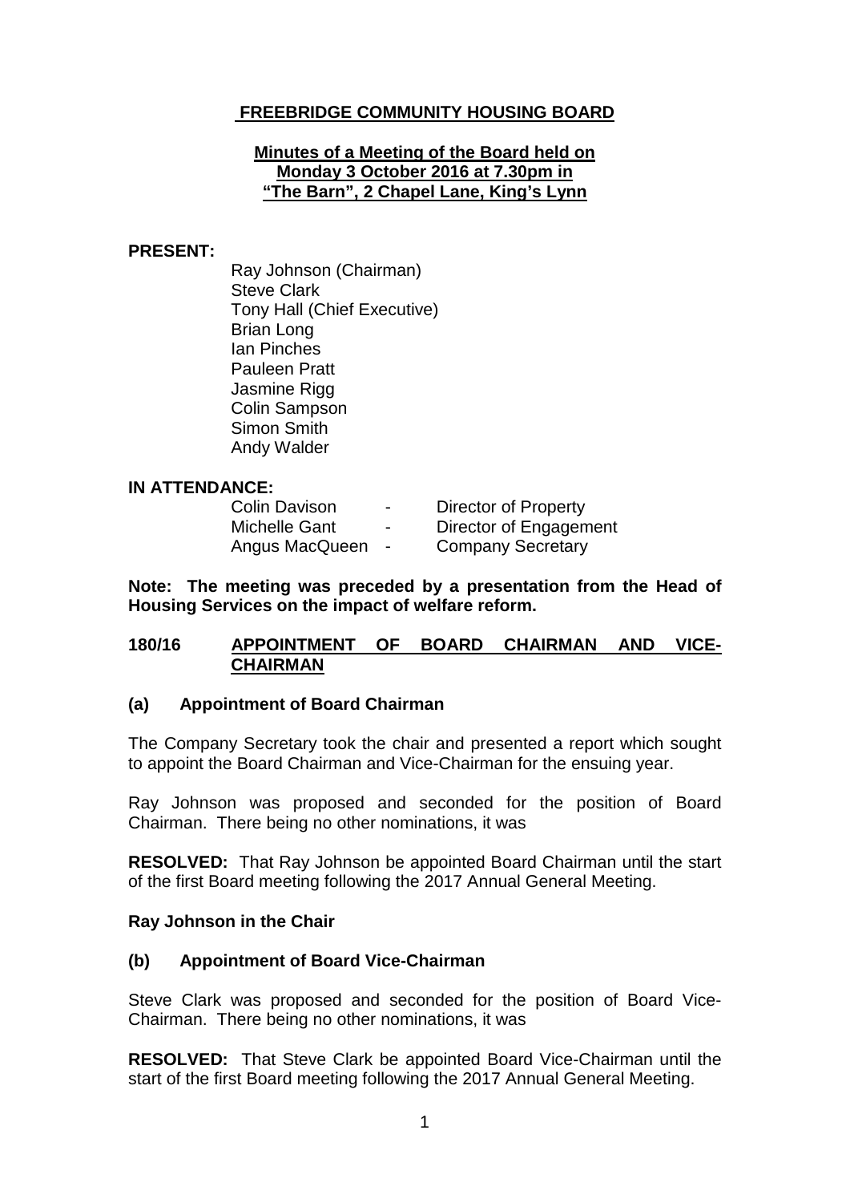# FREEBRIDGE COMMUNITY HOUSING BOARD

## Minutes of a Meeting of the Board held on Monday 3 October 2016 at 7.30pm in "The Barn", 2 Chapel Lane, King's Lynn

**PRESENT:**

Ray Johnson (Chairman)
Steve Clark
Tony Hall (Chief Executive)
Brian Long
Ian Pinches
Pauleen Pratt
Jasmine Rigg
Colin Sampson
Simon Smith
Andy Walder

**IN ATTENDANCE:**

| | | |
|---|---|---|
| Colin Davison | - | Director of Property |
| Michelle Gant | - | Director of Engagement |
| Angus MacQueen | - | Company Secretary |

**Note: The meeting was preceded by a presentation from the Head of Housing Services on the impact of welfare reform.**

### 180/16 APPOINTMENT OF BOARD CHAIRMAN AND VICE-CHAIRMAN

**(a) Appointment of Board Chairman**

The Company Secretary took the chair and presented a report which sought to appoint the Board Chairman and Vice-Chairman for the ensuing year.

Ray Johnson was proposed and seconded for the position of Board Chairman. There being no other nominations, it was

**RESOLVED:** That Ray Johnson be appointed Board Chairman until the start of the first Board meeting following the 2017 Annual General Meeting.

**Ray Johnson in the Chair**

**(b) Appointment of Board Vice-Chairman**

Steve Clark was proposed and seconded for the position of Board Vice-Chairman. There being no other nominations, it was

**RESOLVED:** That Steve Clark be appointed Board Vice-Chairman until the start of the first Board meeting following the 2017 Annual General Meeting.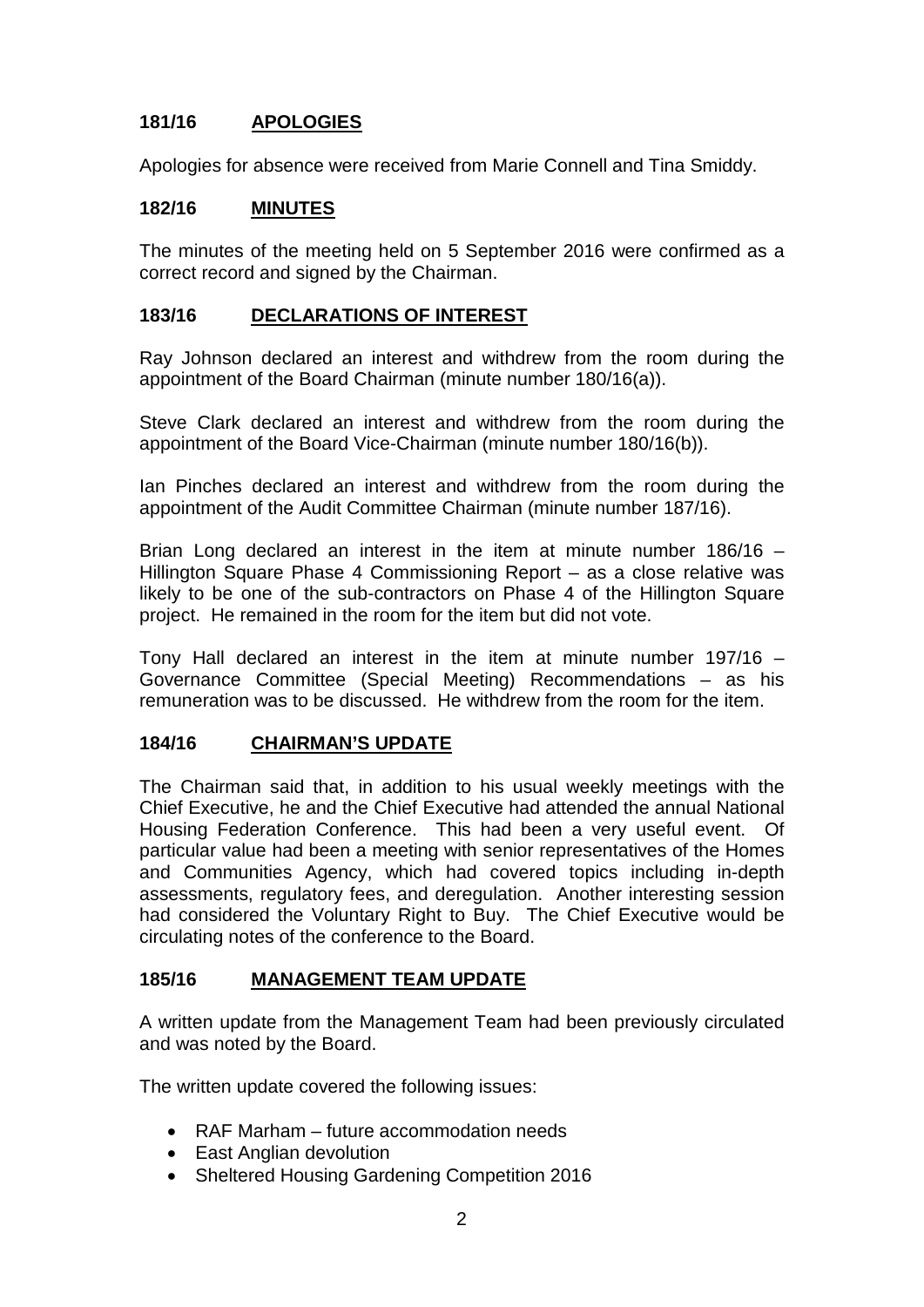## 181/16 APOLOGIES

Apologies for absence were received from Marie Connell and Tina Smiddy.

## 182/16 MINUTES

The minutes of the meeting held on 5 September 2016 were confirmed as a correct record and signed by the Chairman.

## 183/16 DECLARATIONS OF INTEREST

Ray Johnson declared an interest and withdrew from the room during the appointment of the Board Chairman (minute number 180/16(a)).

Steve Clark declared an interest and withdrew from the room during the appointment of the Board Vice-Chairman (minute number 180/16(b)).

Ian Pinches declared an interest and withdrew from the room during the appointment of the Audit Committee Chairman (minute number 187/16).

Brian Long declared an interest in the item at minute number 186/16 – Hillington Square Phase 4 Commissioning Report – as a close relative was likely to be one of the sub-contractors on Phase 4 of the Hillington Square project. He remained in the room for the item but did not vote.

Tony Hall declared an interest in the item at minute number 197/16 – Governance Committee (Special Meeting) Recommendations – as his remuneration was to be discussed. He withdrew from the room for the item.

## 184/16 CHAIRMAN'S UPDATE

The Chairman said that, in addition to his usual weekly meetings with the Chief Executive, he and the Chief Executive had attended the annual National Housing Federation Conference. This had been a very useful event. Of particular value had been a meeting with senior representatives of the Homes and Communities Agency, which had covered topics including in-depth assessments, regulatory fees, and deregulation. Another interesting session had considered the Voluntary Right to Buy. The Chief Executive would be circulating notes of the conference to the Board.

## 185/16 MANAGEMENT TEAM UPDATE

A written update from the Management Team had been previously circulated and was noted by the Board.

The written update covered the following issues:

- RAF Marham – future accommodation needs
- East Anglian devolution
- Sheltered Housing Gardening Competition 2016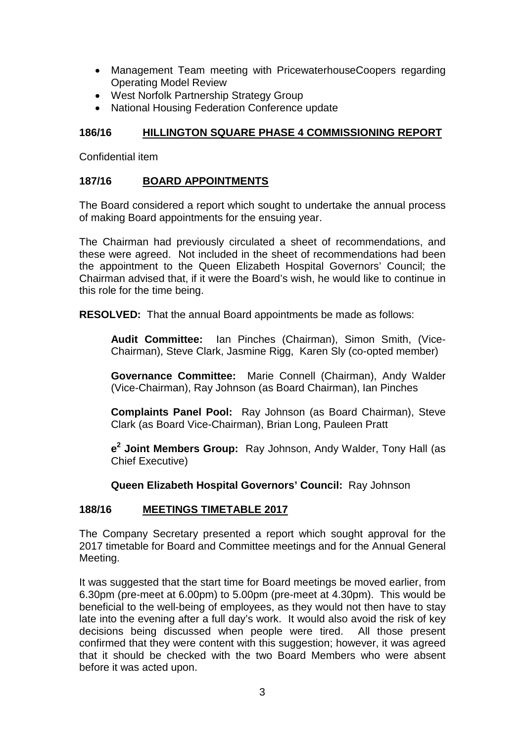- Management Team meeting with PricewaterhouseCoopers regarding Operating Model Review
- West Norfolk Partnership Strategy Group
- National Housing Federation Conference update

## 186/16 HILLINGTON SQUARE PHASE 4 COMMISSIONING REPORT

Confidential item

## 187/16 BOARD APPOINTMENTS

The Board considered a report which sought to undertake the annual process of making Board appointments for the ensuing year.

The Chairman had previously circulated a sheet of recommendations, and these were agreed. Not included in the sheet of recommendations had been the appointment to the Queen Elizabeth Hospital Governors' Council; the Chairman advised that, if it were the Board's wish, he would like to continue in this role for the time being.

**RESOLVED:** That the annual Board appointments be made as follows:

> **Audit Committee:** Ian Pinches (Chairman), Simon Smith, (Vice-Chairman), Steve Clark, Jasmine Rigg, Karen Sly (co-opted member)
>
> **Governance Committee:** Marie Connell (Chairman), Andy Walder (Vice-Chairman), Ray Johnson (as Board Chairman), Ian Pinches
>
> **Complaints Panel Pool:** Ray Johnson (as Board Chairman), Steve Clark (as Board Vice-Chairman), Brian Long, Pauleen Pratt
>
> **$e^2$ Joint Members Group:** Ray Johnson, Andy Walder, Tony Hall (as Chief Executive)
>
> **Queen Elizabeth Hospital Governors' Council:** Ray Johnson

## 188/16 MEETINGS TIMETABLE 2017

The Company Secretary presented a report which sought approval for the 2017 timetable for Board and Committee meetings and for the Annual General Meeting.

It was suggested that the start time for Board meetings be moved earlier, from 6.30pm (pre-meet at 6.00pm) to 5.00pm (pre-meet at 4.30pm). This would be beneficial to the well-being of employees, as they would not then have to stay late into the evening after a full day's work. It would also avoid the risk of key decisions being discussed when people were tired. All those present confirmed that they were content with this suggestion; however, it was agreed that it should be checked with the two Board Members who were absent before it was acted upon.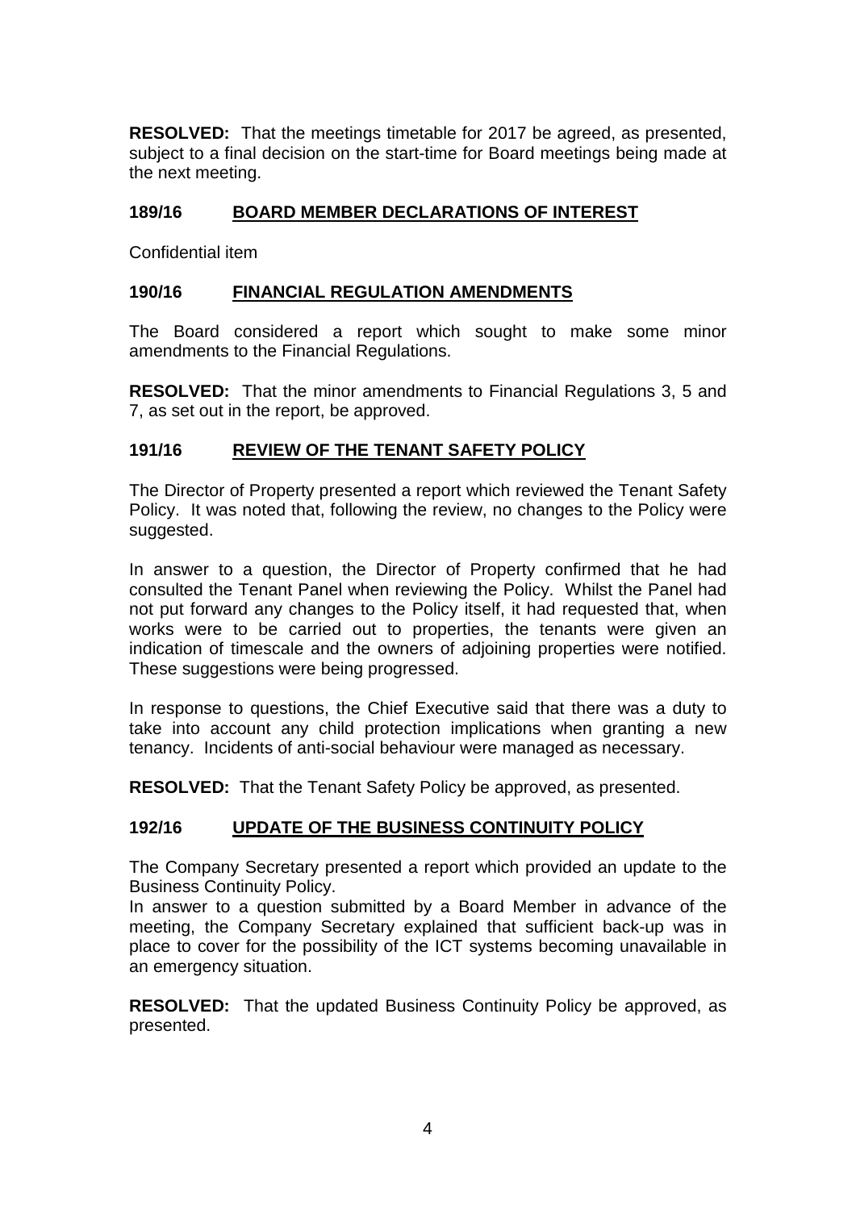**RESOLVED:** That the meetings timetable for 2017 be agreed, as presented, subject to a final decision on the start-time for Board meetings being made at the next meeting.

## 189/16 BOARD MEMBER DECLARATIONS OF INTEREST

Confidential item

## 190/16 FINANCIAL REGULATION AMENDMENTS

The Board considered a report which sought to make some minor amendments to the Financial Regulations.

**RESOLVED:** That the minor amendments to Financial Regulations 3, 5 and 7, as set out in the report, be approved.

## 191/16 REVIEW OF THE TENANT SAFETY POLICY

The Director of Property presented a report which reviewed the Tenant Safety Policy. It was noted that, following the review, no changes to the Policy were suggested.

In answer to a question, the Director of Property confirmed that he had consulted the Tenant Panel when reviewing the Policy. Whilst the Panel had not put forward any changes to the Policy itself, it had requested that, when works were to be carried out to properties, the tenants were given an indication of timescale and the owners of adjoining properties were notified. These suggestions were being progressed.

In response to questions, the Chief Executive said that there was a duty to take into account any child protection implications when granting a new tenancy. Incidents of anti-social behaviour were managed as necessary.

**RESOLVED:** That the Tenant Safety Policy be approved, as presented.

## 192/16 UPDATE OF THE BUSINESS CONTINUITY POLICY

The Company Secretary presented a report which provided an update to the Business Continuity Policy.
In answer to a question submitted by a Board Member in advance of the meeting, the Company Secretary explained that sufficient back-up was in place to cover for the possibility of the ICT systems becoming unavailable in an emergency situation.

**RESOLVED:** That the updated Business Continuity Policy be approved, as presented.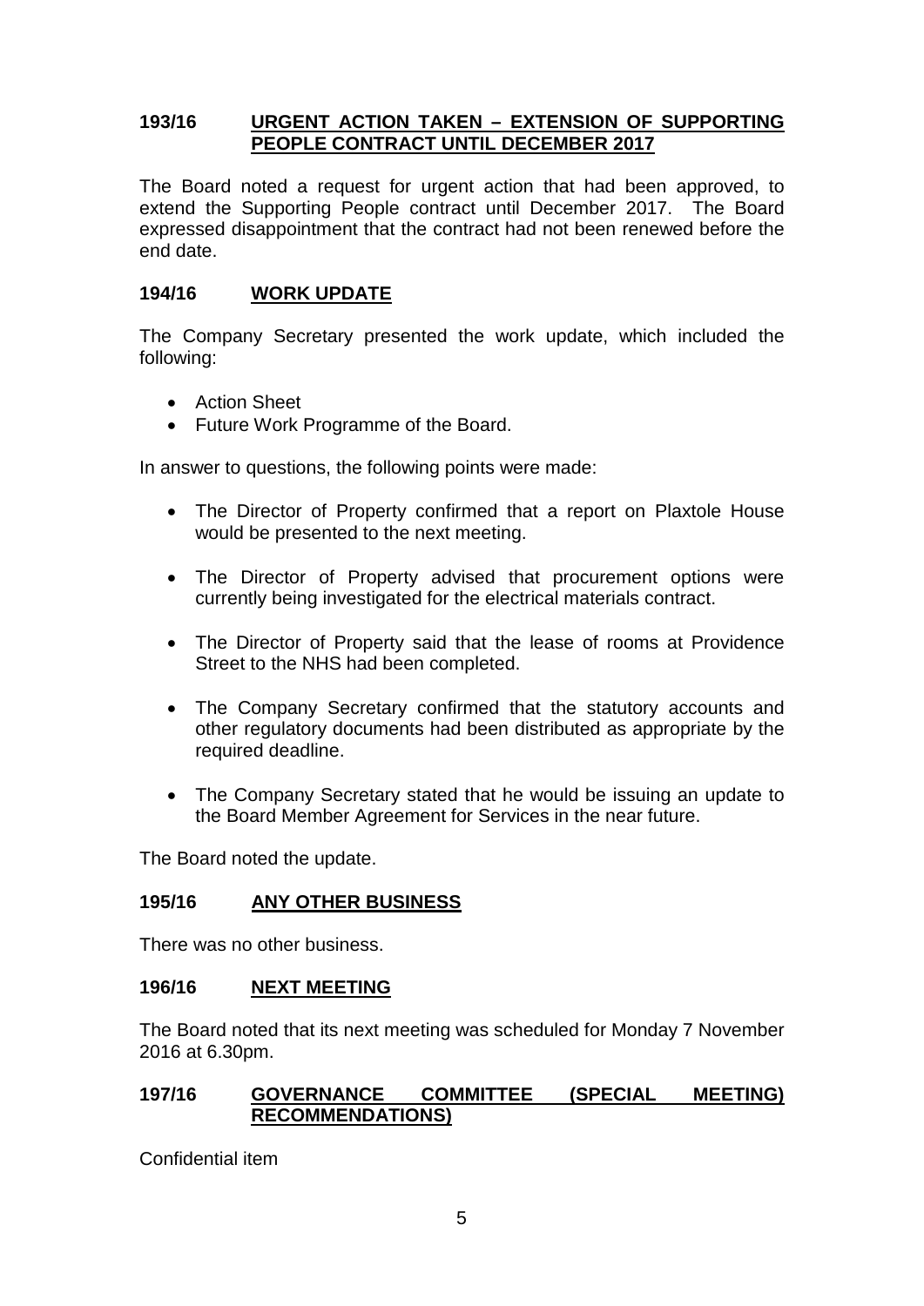**193/16 URGENT ACTION TAKEN – EXTENSION OF SUPPORTING PEOPLE CONTRACT UNTIL DECEMBER 2017**

The Board noted a request for urgent action that had been approved, to extend the Supporting People contract until December 2017. The Board expressed disappointment that the contract had not been renewed before the end date.

**194/16 WORK UPDATE**

The Company Secretary presented the work update, which included the following:

- Action Sheet
- Future Work Programme of the Board.

In answer to questions, the following points were made:

- The Director of Property confirmed that a report on Plaxtole House would be presented to the next meeting.
- The Director of Property advised that procurement options were currently being investigated for the electrical materials contract.
- The Director of Property said that the lease of rooms at Providence Street to the NHS had been completed.
- The Company Secretary confirmed that the statutory accounts and other regulatory documents had been distributed as appropriate by the required deadline.
- The Company Secretary stated that he would be issuing an update to the Board Member Agreement for Services in the near future.

The Board noted the update.

**195/16 ANY OTHER BUSINESS**

There was no other business.

**196/16 NEXT MEETING**

The Board noted that its next meeting was scheduled for Monday 7 November 2016 at 6.30pm.

**197/16 GOVERNANCE COMMITTEE (SPECIAL MEETING) RECOMMENDATIONS)**

Confidential item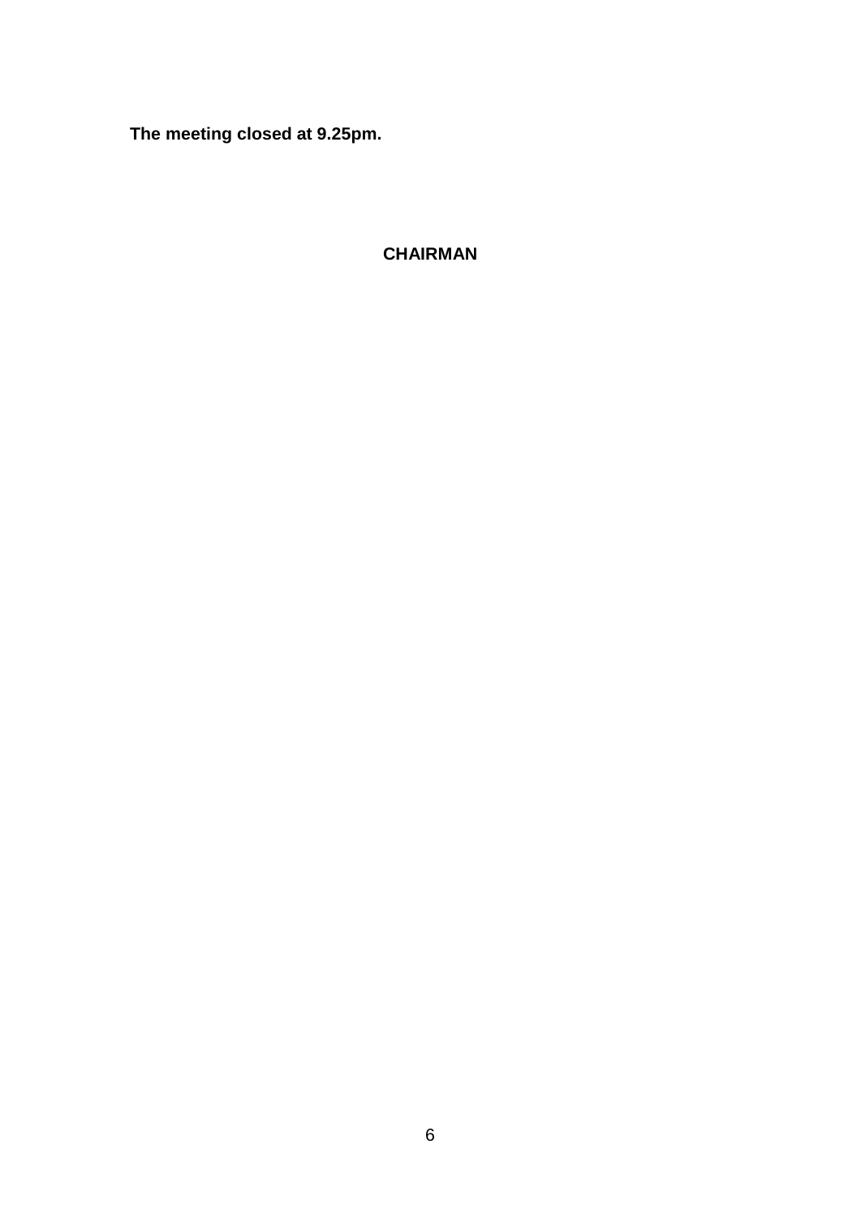**The meeting closed at 9.25pm.**

**CHAIRMAN**